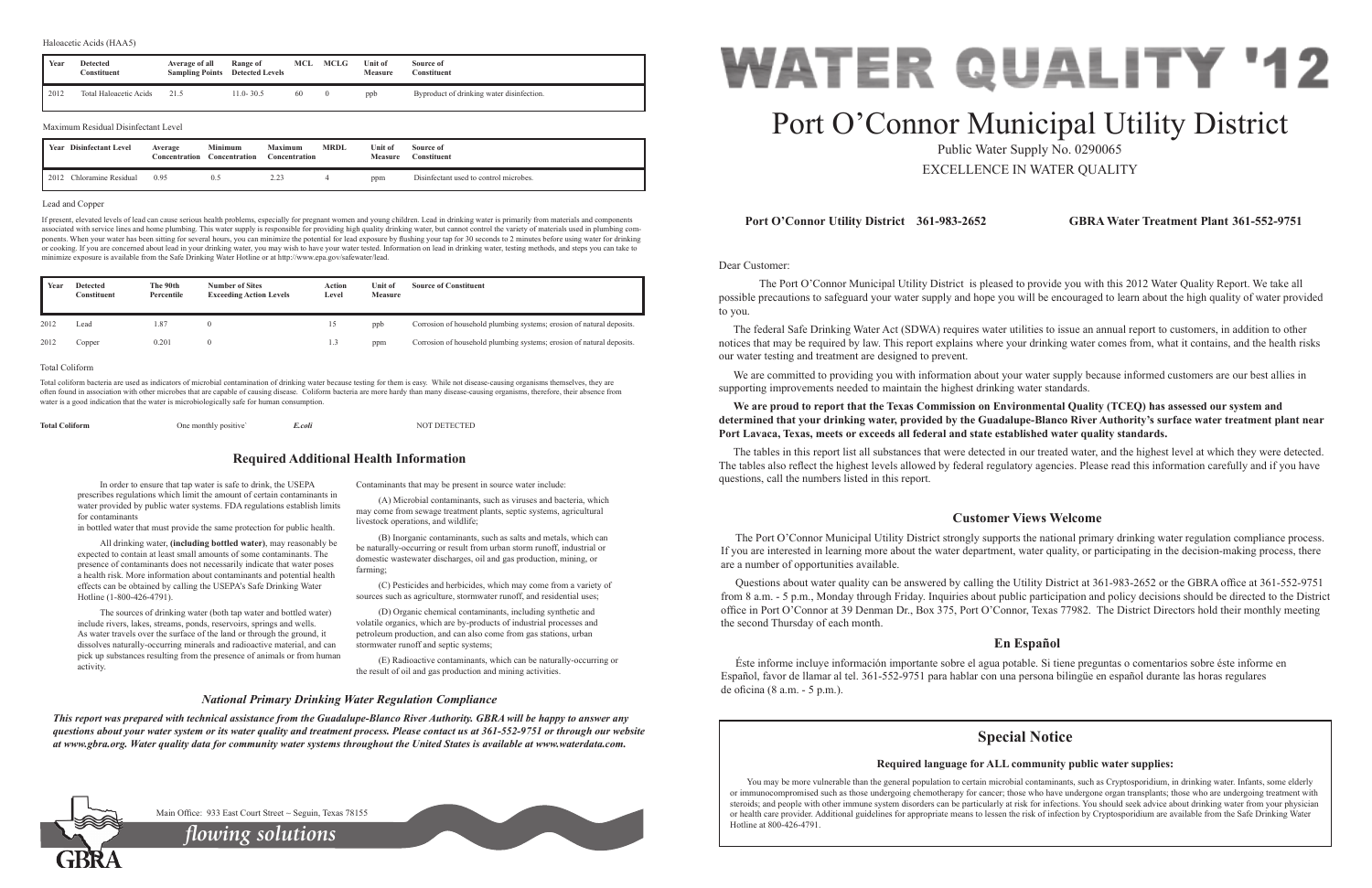# WATER QUALITY '12

# Port O'Connor Municipal Utility District

Public Water Supply No. 0290065

EXCELLENCE IN WATER QUALITY

**Port O'Connor Utility District 361-983-2652** **GBRA Water Treatment Plant 361-552-9751**

Dear Customer:

The Port O'Connor Municipal Utility District is pleased to provide you with this 2012 Water Quality Report. We take all possible precautions to safeguard your water supply and hope you will be encouraged to learn about the high quality of water provided to you.

The federal Safe Drinking Water Act (SDWA) requires water utilities to issue an annual report to customers, in addition to other notices that may be required by law. This report explains where your drinking water comes from, what it contains, and the health risks our water testing and treatment are designed to prevent.

We are committed to providing you with information about your water supply because informed customers are our best allies in supporting improvements needed to maintain the highest drinking water standards.

**We are proud to report that the Texas Commission on Environmental Quality (TCEQ) has assessed our system and determined that your drinking water, provided by the Guadalupe-Blanco River Authority's surface water treatment plant near Port Lavaca, Texas, meets or exceeds all federal and state established water quality standards.**

The tables in this report list all substances that were detected in our treated water, and the highest level at which they were detected. The tables also reflect the highest levels allowed by federal regulatory agencies. Please read this information carefully and if you have questions, call the numbers listed in this report.

## Customer Views Welcome

The Port O'Connor Municipal Utility District strongly supports the national primary drinking water regulation compliance process. If you are interested in learning more about the water department, water quality, or participating in the decision-making process, there are a number of opportunities available.

Questions about water quality can be answered by calling the Utility District at 361-983-2652 or the GBRA office at 361-552-9751 from 8 a.m. - 5 p.m., Monday through Friday. Inquiries about public participation and policy decisions should be directed to the District office in Port O'Connor at 39 Denman Dr., Box 375, Port O'Connor, Texas 77982. The District Directors hold their monthly meeting the second Thursday of each month.

## En Español

Éste informe incluye información importante sobre el agua potable. Si tiene preguntas o comentarios sobre éste informe en Español, favor de llamar al tel. 361-552-9751 para hablar con una persona bilingüe en español durante las horas regulares de oficina (8 a.m. - 5 p.m.).

## Special Notice

**Required language for ALL community public water supplies:**

You may be more vulnerable than the general population to certain microbial contaminants, such as Cryptosporidium, in drinking water. Infants, some elderly or immunocompromised such as those undergoing chemotherapy for cancer; those who have undergone organ transplants; those who are undergoing treatment with steroids; and people with other immune system disorders can be particularly at risk for infections. You should seek advice about drinking water from your physician or health care provider. Additional guidelines for appropriate means to lessen the risk of infection by Cryptosporidium are available from the Safe Drinking Water Hotline at 800-426-4791.

Haloacetic Acids (HAA5)

| Year | Detected Constituent | Average of all Sampling Points | Range of Detected Levels | MCL | MCLG | Unit of Measure | Source of Constituent |
|---|---|---|---|---|---|---|---|
| 2012 | Total Haloacetic Acids | 21.5 | 11.0- 30.5 | 60 | 0 | ppb | Byproduct of drinking water disinfection. |

Maximum Residual Disinfectant Level

| Year | Disinfectant Level | Average Concentration | Minimum Concentration | Maximum Concentration | MRDL | Unit of Measure | Source of Constituent |
|---|---|---|---|---|---|---|---|
| 2012 | Chloramine Residual | 0.95 | 0.5 | 2.23 | 4 | ppm | Disinfectant used to control microbes. |

Lead and Copper

If present, elevated levels of lead can cause serious health problems, especially for pregnant women and young children. Lead in drinking water is primarily from materials and components associated with service lines and home plumbing. This water supply is responsible for providing high quality drinking water, but cannot control the variety of materials used in plumbing components. When your water has been sitting for several hours, you can minimize the potential for lead exposure by flushing your tap for 30 seconds to 2 minutes before using water for drinking or cooking. If you are concerned about lead in your drinking water, you may wish to have your water tested. Information on lead in drinking water, testing methods, and steps you can take to minimize exposure is available from the Safe Drinking Water Hotline or at http://www.epa.gov/safewater/lead.

| Year | Detected Constituent | The 90th Percentile | Number of Sites Exceeding Action Levels | Action Level | Unit of Measure | Source of Constituent |
|---|---|---|---|---|---|---|
| 2012 | Lead | 1.87 | 0 | 15 | ppb | Corrosion of household plumbing systems; erosion of natural deposits. |
| 2012 | Copper | 0.201 | 0 | 1.3 | ppm | Corrosion of household plumbing systems; erosion of natural deposits. |

Total Coliform

Total coliform bacteria are used as indicators of microbial contamination of drinking water because testing for them is easy. While not disease-causing organisms themselves, they are often found in association with other microbes that are capable of causing disease. Coliform bacteria are more hardy than many disease-causing organisms, therefore, their absence from water is a good indication that the water is microbiologically safe for human consumption.

| **Total Coliform** | One monthly positive` | ***E.coli*** | NOT DETECTED |
|---|---|---|---|

## Required Additional Health Information

In order to ensure that tap water is safe to drink, the USEPA prescribes regulations which limit the amount of certain contaminants in water provided by public water systems. FDA regulations establish limits for contaminants in bottled water that must provide the same protection for public health.

All drinking water, **(including bottled water)**, may reasonably be expected to contain at least small amounts of some contaminants. The presence of contaminants does not necessarily indicate that water poses a health risk. More information about contaminants and potential health effects can be obtained by calling the USEPA's Safe Drinking Water Hotline (1-800-426-4791).

The sources of drinking water (both tap water and bottled water) include rivers, lakes, streams, ponds, reservoirs, springs and wells. As water travels over the surface of the land or through the ground, it dissolves naturally-occurring minerals and radioactive material, and can pick up substances resulting from the presence of animals or from human activity.

Contaminants that may be present in source water include:

(A) Microbial contaminants, such as viruses and bacteria, which may come from sewage treatment plants, septic systems, agricultural livestock operations, and wildlife;

(B) Inorganic contaminants, such as salts and metals, which can be naturally-occurring or result from urban storm runoff, industrial or domestic wastewater discharges, oil and gas production, mining, or farming;

(C) Pesticides and herbicides, which may come from a variety of sources such as agriculture, stormwater runoff, and residential uses;

(D) Organic chemical contaminants, including synthetic and volatile organics, which are by-products of industrial processes and petroleum production, and can also come from gas stations, urban stormwater runoff and septic systems;

(E) Radioactive contaminants, which can be naturally-occurring or the result of oil and gas production and mining activities.

### *National Primary Drinking Water Regulation Compliance*

***This report was prepared with technical assistance from the Guadalupe-Blanco River Authority. GBRA will be happy to answer any questions about your water system or its water quality and treatment process. Please contact us at 361-552-9751 or through our website at www.gbra.org. Water quality data for community water systems throughout the United States is available at www.waterdata.com.***

GBRA

Main Office: 933 East Court Street ~ Seguin, Texas 78155

*flowing solutions*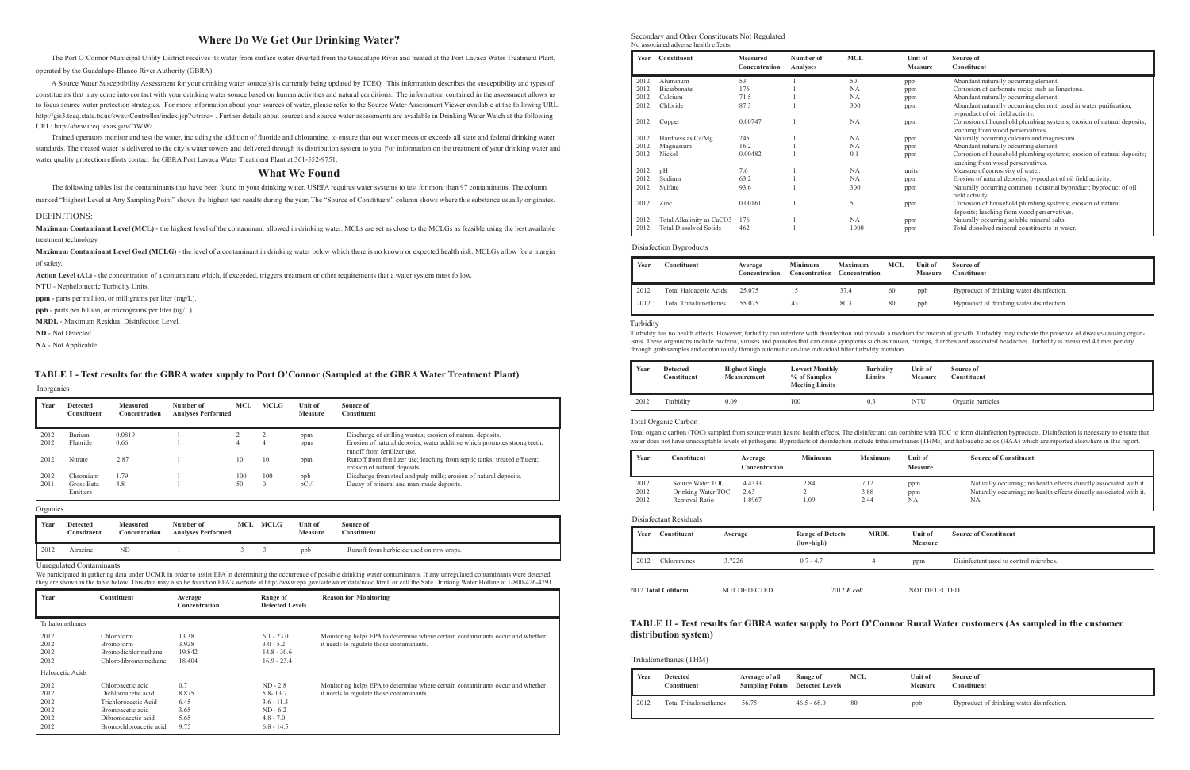## Where Do We Get Our Drinking Water?

The Port O'Connor Municipal Utility District receives its water from surface water diverted from the Guadalupe River and treated at the Port Lavaca Water Treatment Plant, operated by the Guadalupe-Blanco River Authority (GBRA).

A Source Water Susceptibility Assessment for your drinking water source(s) is currently being updated by TCEQ. This information describes the susceptibility and types of constituents that may come into contact with your drinking water source based on human activities and natural conditions. The information contained in the assessment allows us to focus source water protection strategies. For more information about your sources of water, please refer to the Source Water Assessment Viewer available at the following URL: http://gis3.tceq.state.tx.us/swav/Controller/index.jsp?wtrsrc= . Further details about sources and source water assessments are available in Drinking Water Watch at the following URL: http://dww.tceq.texas.gov/DWW/ .

Trained operators monitor and test the water, including the addition of fluoride and chloramine, to ensure that our water meets or exceeds all state and federal drinking water standards. The treated water is delivered to the city's water towers and delivered through its distribution system to you. For information on the treatment of your drinking water and water quality protection efforts contact the GBRA Port Lavaca Water Treatment Plant at 361-552-9751.

## What We Found

The following tables list the contaminants that have been found in your drinking water. USEPA requires water systems to test for more than 97 contaminants. The column marked "Highest Level at Any Sampling Point" shows the highest test results during the year. The "Source of Constituent" column shows where this substance usually originates.

DEFINITIONS:

**Maximum Contaminant Level (MCL)** - the highest level of the contaminant allowed in drinking water. MCLs are set as close to the MCLGs as feasible using the best available treatment technology.

**Maximum Contaminant Level Goal (MCLG)** - the level of a contaminant in drinking water below which there is no known or expected health risk. MCLGs allow for a margin of safety.

**Action Level (AL)** - the concentration of a contaminant which, if exceeded, triggers treatment or other requirements that a water system must follow.

**NTU** - Nephelometric Turbidity Units.

**ppm** - parts per million, or milligrams per liter (mg/L).

**ppb** - parts per billion, or micrograms per liter (ug/L).

**MRDL** - Maximum Residual Disinfection Level.

**ND** - Not Detected

**NA** - Not Applicable

### TABLE I - Test results for the GBRA water supply to Port O'Connor (Sampled at the GBRA Water Treatment Plant)

Inorganics

| Year | Detected Constituent | Measured Concentration | Number of Analyses Performed | MCL | MCLG | Unit of Measure | Source of Constituent |
|---|---|---|---|---|---|---|---|
| 2012 | Barium | 0.0819 | 1 | 2 | 2 | ppm | Discharge of drilling wastes; erosion of natural deposits. |
| 2012 | Fluoride | 0.66 | 1 | 4 | 4 | ppm | Erosion of natural deposits; water additive which promotes strong teeth; runoff from fertilizer use. |
| 2012 | Nitrate | 2.87 | 1 | 10 | 10 | ppm | Runoff from fertilizer use; leaching from septic tanks; treated effluent; erosion of natural deposits. |
| 2012 | Chromium | 1.79 | 1 | 100 | 100 | ppb | Discharge from steel and pulp mills; erosion of natural deposits. |
| 2011 | Gross Beta Emitters | 4.8 | 1 | 50 | 0 | pCi/l | Decay of mineral and man-made deposits. |

Organics

| Year | Detected Constituent | Measured Concentration | Number of Analyses Performed | MCL | MCLG | Unit of Measure | Source of Constituent |
|---|---|---|---|---|---|---|---|
| 2012 | Atrazine | ND | 1 | 3 | 3 | ppb | Runoff from herbicide used on row crops. |

Unregulated Contaminants

We participated in gathering data under UCMR in order to assist EPA in determining the occurrence of possible drinking water contaminants. If any unregulated contaminants were detected, they are shown in the table below. This data may also be found on EPA's website at http://www.epa.gov/safewater/data/ncod.html, or call the Safe Drinking Water Hotline at 1-800-426-4791.

| Year | Constituent | Average Concentration | Range of Detected Levels | Reason for Monitoring |
|---|---|---|---|---|
| Trihalomethanes | | | | |
| 2012 | Chloroform | 13.38 | 6.1 - 23.0 | Monitoring helps EPA to determine where certain contaminants occur and whether it needs to regulate those contaminants. |
| 2012 | Bromoform | 3.928 | 3.0 - 5.2 | |
| 2012 | Bromodichlormethane | 19.842 | 14.8 - 30.6 | |
| 2012 | Chlorodibromomethane | 18.404 | 16.9 - 23.4 | |
| Haloacetic Acids | | | | |
| 2012 | Chloroacetic acid | 0.7 | ND - 2.8 | Monitoring helps EPA to determine where certain contaminants occur and whether it needs to regulate those contaminants. |
| 2012 | Dichloroacetic acid | 8.875 | 5.8- 13.7 | |
| 2012 | Trichloroacetic Acid | 6.45 | 3.6 - 11.3 | |
| 2012 | Bromoacetic acid | 3.65 | ND - 6.2 | |
| 2012 | Dibromoacetic acid | 5.65 | 4.8 - 7.0 | |
| 2012 | Bromochloroacetic acid | 9.75 | 6.8 - 14.5 | |

Secondary and Other Constituents Not Regulated
No associated adverse health effects.

| Year | Constituent | Measured Concentration | Number of Analyses | MCL | Unit of Measure | Source of Constituent |
|---|---|---|---|---|---|---|
| 2012 | Aluminum | 53 | 1 | 50 | ppb | Abundant naturally occurring element. |
| 2012 | Bicarbonate | 176 | 1 | NA | ppm | Corrosion of carbonate rocks such as limestone. |
| 2012 | Calcium | 71.5 | 1 | NA | ppm | Abundant naturally occurring element. |
| 2012 | Chloride | 87.3 | 1 | 300 | ppm | Abundant naturally occurring element; used in water purification; byproduct of oil field activity. |
| 2012 | Copper | 0.00747 | 1 | NA | ppm | Corrosion of household plumbing systems; erosion of natural deposits; leaching from wood perservatives. |
| 2012 | Hardness as Ca/Mg | 245 | 1 | NA | ppm | Naturally occurring calcium and magnesium. |
| 2012 | Magnesium | 16.2 | 1 | NA | ppm | Abundant naturally occurring element. |
| 2012 | Nickel | 0.00482 | 1 | 0.1 | ppm | Corrosion of household plumbing systems; erosion of natural deposits; leaching from wood perservatives. |
| 2012 | pH | 7.6 | 1 | NA | units | Measure of corrosivity of water. |
| 2012 | Sodium | 63.2 | 1 | NA | ppm | Erosion of natural deposits; byproduct of oil field activity. |
| 2012 | Sulfate | 93.6 | 1 | 300 | ppm | Naturally occurring common industrial byproduct; byproduct of oil field activity. |
| 2012 | Zinc | 0.00161 | 1 | 5 | ppm | Corrosion of household plumbing systems; erosion of natural deposits; leaching from wood perservatives. |
| 2012 | Total Alkalinity as CaCO3 | 176 | 1 | NA | ppm | Naturally occurring soluble mineral salts. |
| 2012 | Total Dissolved Solids | 462 | 1 | 1000 | ppm | Total dissolved mineral constituents in water. |

Disinfection Byproducts

| Year | Constituent | Average Concentration | Minimum Concentration | Maximum Concentration | MCL | Unit of Measure | Source of Constituent |
|---|---|---|---|---|---|---|---|
| 2012 | Total Haloacetic Acids | 25.075 | 15 | 37.4 | 60 | ppb | Byproduct of drinking water disinfection. |
| 2012 | Total Trihalomethanes | 55.075 | 43 | 80.3 | 80 | ppb | Byproduct of drinking water disinfection. |

Turbidity

Turbidity has no health effects. However, turbidity can interfere with disinfection and provide a medium for microbial growth. Turbidity may indicate the presence of disease-causing organisms. These organisms include bacteria, viruses and parasites that can cause symptoms such as nausea, cramps, diarrhea and associated headaches. Turbidity is measured 4 times per day through grab samples and continuously through automatic on-line individual filter turbidity monitors.

| Year | Detected Constituent | Highest Single Measurement | Lowest Monthly % of Samples Meeting Limits | Turbidity Limits | Unit of Measure | Source of Constituent |
|---|---|---|---|---|---|---|
| 2012 | Turbidity | 0.09 | 100 | 0.3 | NTU | Organic particles. |

Total Organic Carbon

Total organic carbon (TOC) sampled from source water has no health effects. The disinfectant can combine with TOC to form disinfection byproducts. Disinfection is necessary to ensure that water does not have unacceptable levels of pathogens. Byproducts of disinfection include trihalomethanes (THMs) and haloacetic acids (HAA) which are reported elsewhere in this report.

| Year | Constituent | Average Concentration | Minimum | Maximum | Unit of Measure | Source of Constituent |
|---|---|---|---|---|---|---|
| 2012 | Source Water TOC | 4.4333 | 2.84 | 7.12 | ppm | Naturally occurring; no health effects directly associated with it. |
| 2012 | Drinking Water TOC | 2.63 | 2 | 3.88 | ppm | Naturally occurring; no health effects directly associated with it. |
| 2012 | Removal Ratio | 1.8967 | 1.09 | 2.44 | NA | NA |

Disinfectant Residuals

| Year | Constituent | Average | Range of Detects (low-high) | MRDL | Unit of Measure | Source of Constituent |
|---|---|---|---|---|---|---|
| 2012 | Chloramines | 3.7226 | 0.7 - 4.7 | 4 | ppm | Disinfectant used to control microbes. |

2012 **Total Coliform** NOT DETECTED 2012 ***E.coli*** NOT DETECTED

### TABLE II - Test results for GBRA water supply to Port O'Connor Rural Water customers (As sampled in the customer distribution system)

Trihalomethanes (THM)

| Year | Detected Constituent | Average of all Sampling Points | Range of Detected Levels | MCL | Unit of Measure | Source of Constituent |
|---|---|---|---|---|---|---|
| 2012 | Total Trihalomethanes | 56.75 | 46.5 - 68.0 | 80 | ppb | Byproduct of drinking water disinfection. |